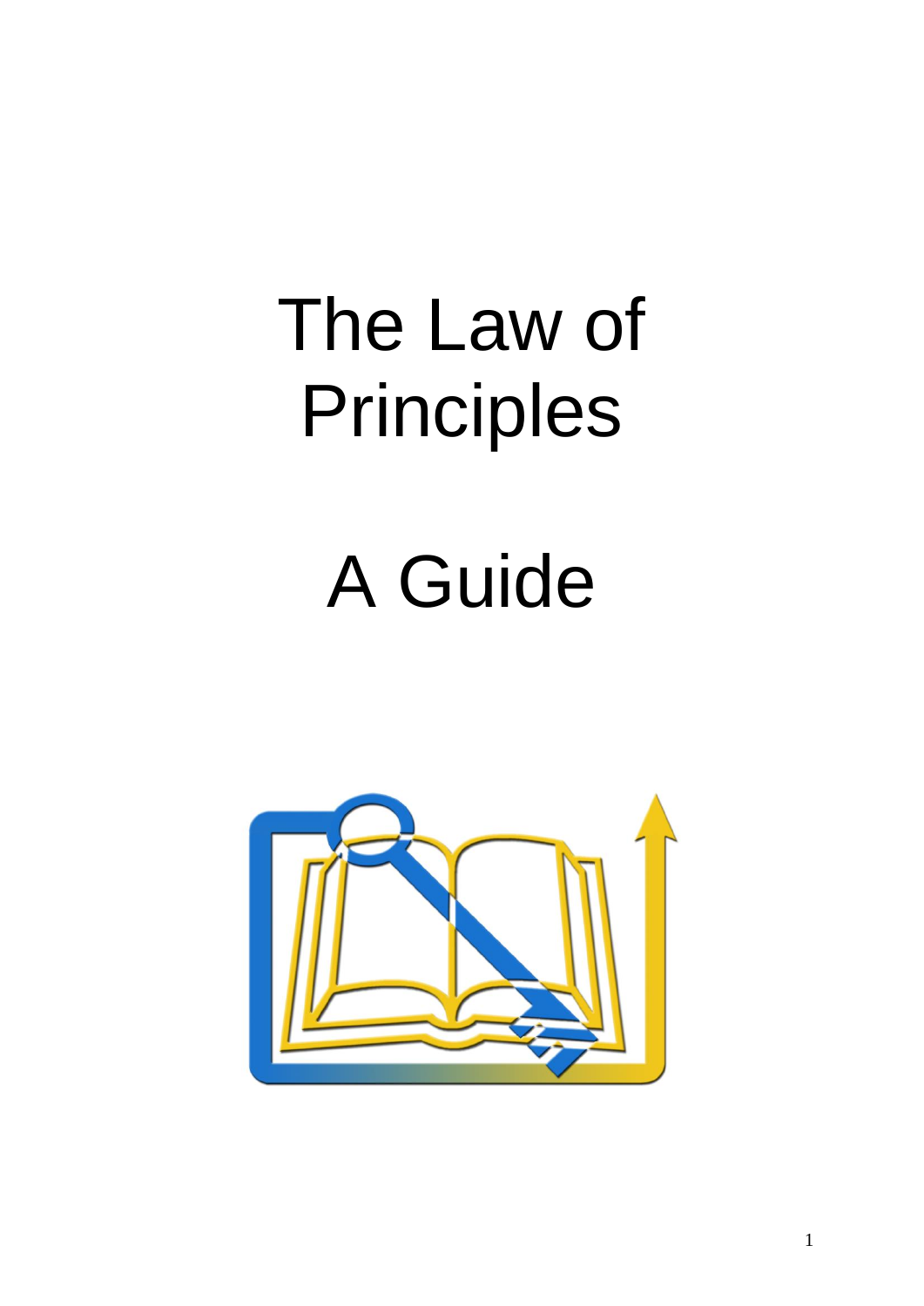# The Law of Principles

# A Guide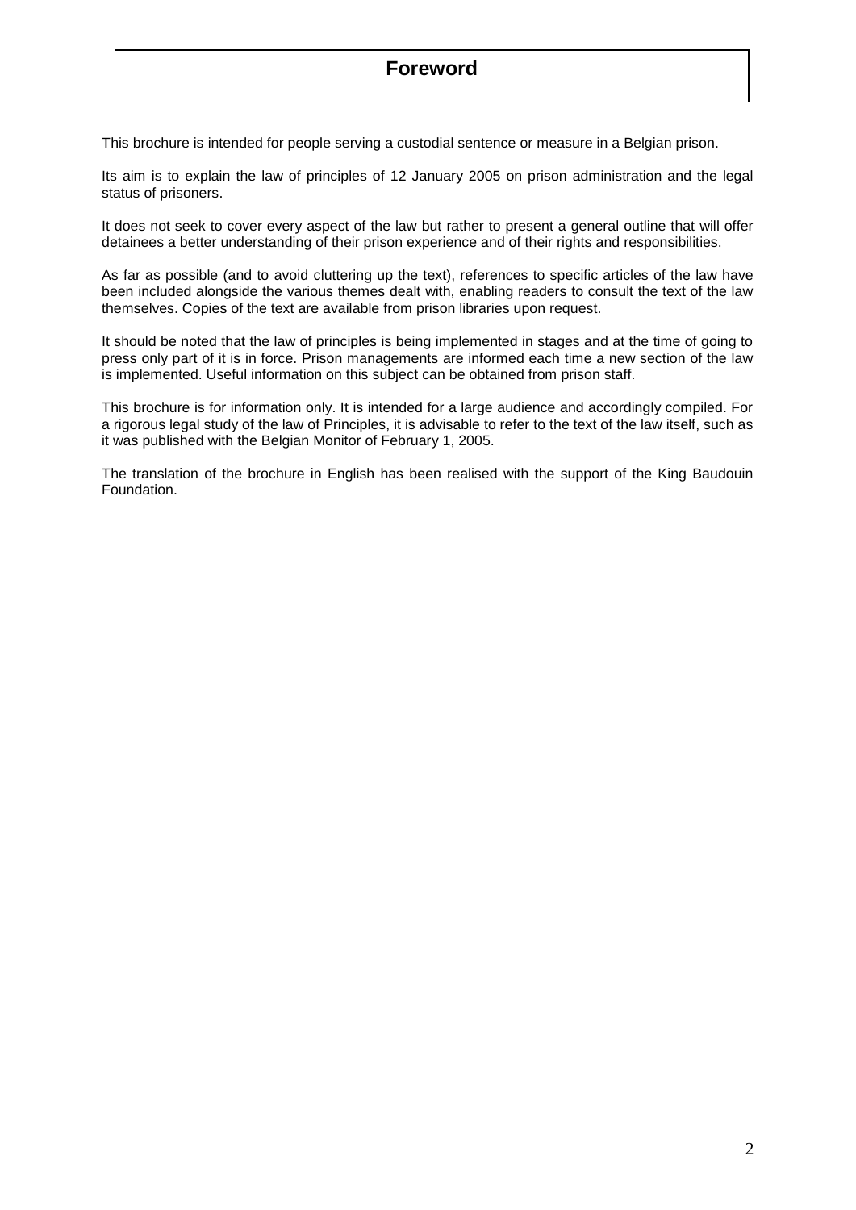# Foreword

This brochure is intended for people serving a custodial sentence or measure in a Belgian prison.

Its aim is to explain the law of principles of 12 January 2005 on prison administration and the legal status of prisoners.

It does not seek to cover every aspect of the law but rather to present a general outline that will offer detainees a better understanding of their prison experience and of their rights and responsibilities.

As far as possible (and to avoid cluttering up the text), references to specific articles of the law have been included alongside the various themes dealt with, enabling readers to consult the text of the law themselves. Copies of the text are available from prison libraries upon request.

It should be noted that the law of principles is being implemented in stages and at the time of going to press only part of it is in force. Prison managements are informed each time a new section of the law is implemented. Useful information on this subject can be obtained from prison staff.

This brochure is for information only. It is intended for a large audience and accordingly compiled. For a rigorous legal study of the law of Principles, it is advisable to refer to the text of the law itself, such as it was published with the Belgian Monitor of February 1, 2005.

The translation of the brochure in English has been realised with the support of the King Baudouin Foundation.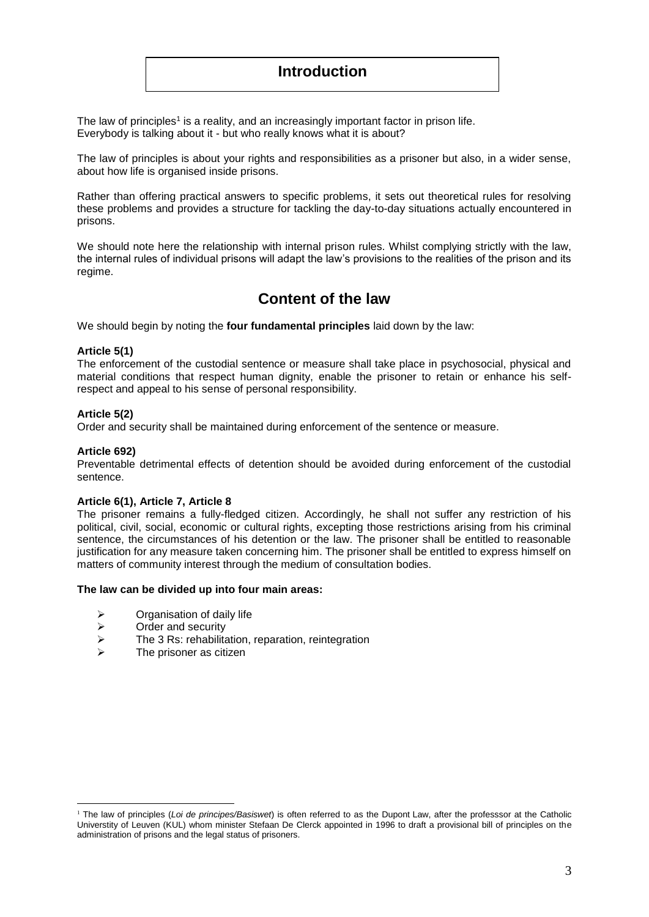# Introduction

The law of principles[1] is a reality, and an increasingly important factor in prison life. Everybody is talking about it - but who really knows what it is about?

The law of principles is about your rights and responsibilities as a prisoner but also, in a wider sense, about how life is organised inside prisons.

Rather than offering practical answers to specific problems, it sets out theoretical rules for resolving these problems and provides a structure for tackling the day-to-day situations actually encountered in prisons.

We should note here the relationship with internal prison rules. Whilst complying strictly with the law, the internal rules of individual prisons will adapt the law's provisions to the realities of the prison and its regime.

# Content of the law

We should begin by noting the **four fundamental principles** laid down by the law:

**Article 5(1)**
The enforcement of the custodial sentence or measure shall take place in psychosocial, physical and material conditions that respect human dignity, enable the prisoner to retain or enhance his self-respect and appeal to his sense of personal responsibility.

**Article 5(2)**
Order and security shall be maintained during enforcement of the sentence or measure.

**Article 692)**
Preventable detrimental effects of detention should be avoided during enforcement of the custodial sentence.

**Article 6(1), Article 7, Article 8**
The prisoner remains a fully-fledged citizen. Accordingly, he shall not suffer any restriction of his political, civil, social, economic or cultural rights, excepting those restrictions arising from his criminal sentence, the circumstances of his detention or the law. The prisoner shall be entitled to reasonable justification for any measure taken concerning him. The prisoner shall be entitled to express himself on matters of community interest through the medium of consultation bodies.

**The law can be divided up into four main areas:**

- Organisation of daily life
- Order and security
- The 3 Rs: rehabilitation, reparation, reintegration
- The prisoner as citizen

[1] The law of principles (*Loi de principes/Basiswet*) is often referred to as the Dupont Law, after the professsor at the Catholic Universtity of Leuven (KUL) whom minister Stefaan De Clerck appointed in 1996 to draft a provisional bill of principles on the administration of prisons and the legal status of prisoners.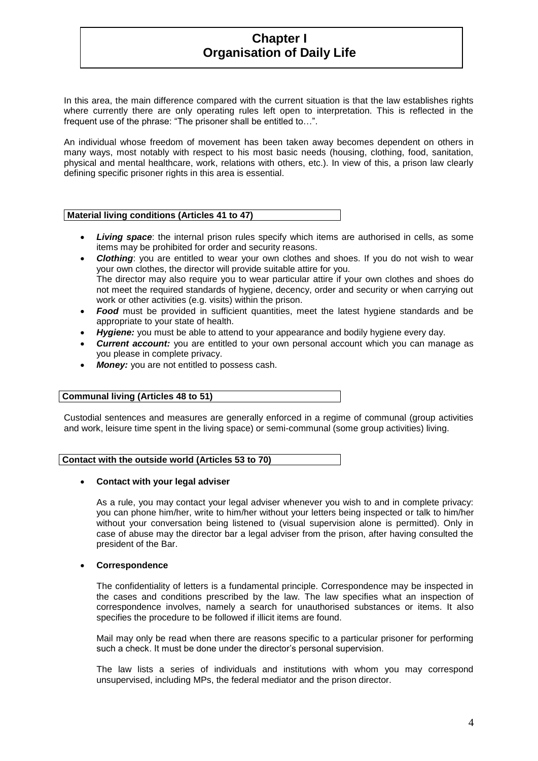# Chapter I
# Organisation of Daily Life

In this area, the main difference compared with the current situation is that the law establishes rights where currently there are only operating rules left open to interpretation. This is reflected in the frequent use of the phrase: "The prisoner shall be entitled to…".

An individual whose freedom of movement has been taken away becomes dependent on others in many ways, most notably with respect to his most basic needs (housing, clothing, food, sanitation, physical and mental healthcare, work, relations with others, etc.). In view of this, a prison law clearly defining specific prisoner rights in this area is essential.

## Material living conditions (Articles 41 to 47)

- ***Living space***: the internal prison rules specify which items are authorised in cells, as some items may be prohibited for order and security reasons.
- ***Clothing***: you are entitled to wear your own clothes and shoes. If you do not wish to wear your own clothes, the director will provide suitable attire for you.
  The director may also require you to wear particular attire if your own clothes and shoes do not meet the required standards of hygiene, decency, order and security or when carrying out work or other activities (e.g. visits) within the prison.
- ***Food*** must be provided in sufficient quantities, meet the latest hygiene standards and be appropriate to your state of health.
- ***Hygiene:*** you must be able to attend to your appearance and bodily hygiene every day.
- ***Current account:*** you are entitled to your own personal account which you can manage as you please in complete privacy.
- ***Money:*** you are not entitled to possess cash.

## Communal living (Articles 48 to 51)

Custodial sentences and measures are generally enforced in a regime of communal (group activities and work, leisure time spent in the living space) or semi-communal (some group activities) living.

## Contact with the outside world (Articles 53 to 70)

- **Contact with your legal adviser**

  As a rule, you may contact your legal adviser whenever you wish to and in complete privacy: you can phone him/her, write to him/her without your letters being inspected or talk to him/her without your conversation being listened to (visual supervision alone is permitted). Only in case of abuse may the director bar a legal adviser from the prison, after having consulted the president of the Bar.

- **Correspondence**

  The confidentiality of letters is a fundamental principle. Correspondence may be inspected in the cases and conditions prescribed by the law. The law specifies what an inspection of correspondence involves, namely a search for unauthorised substances or items. It also specifies the procedure to be followed if illicit items are found.

  Mail may only be read when there are reasons specific to a particular prisoner for performing such a check. It must be done under the director's personal supervision.

  The law lists a series of individuals and institutions with whom you may correspond unsupervised, including MPs, the federal mediator and the prison director.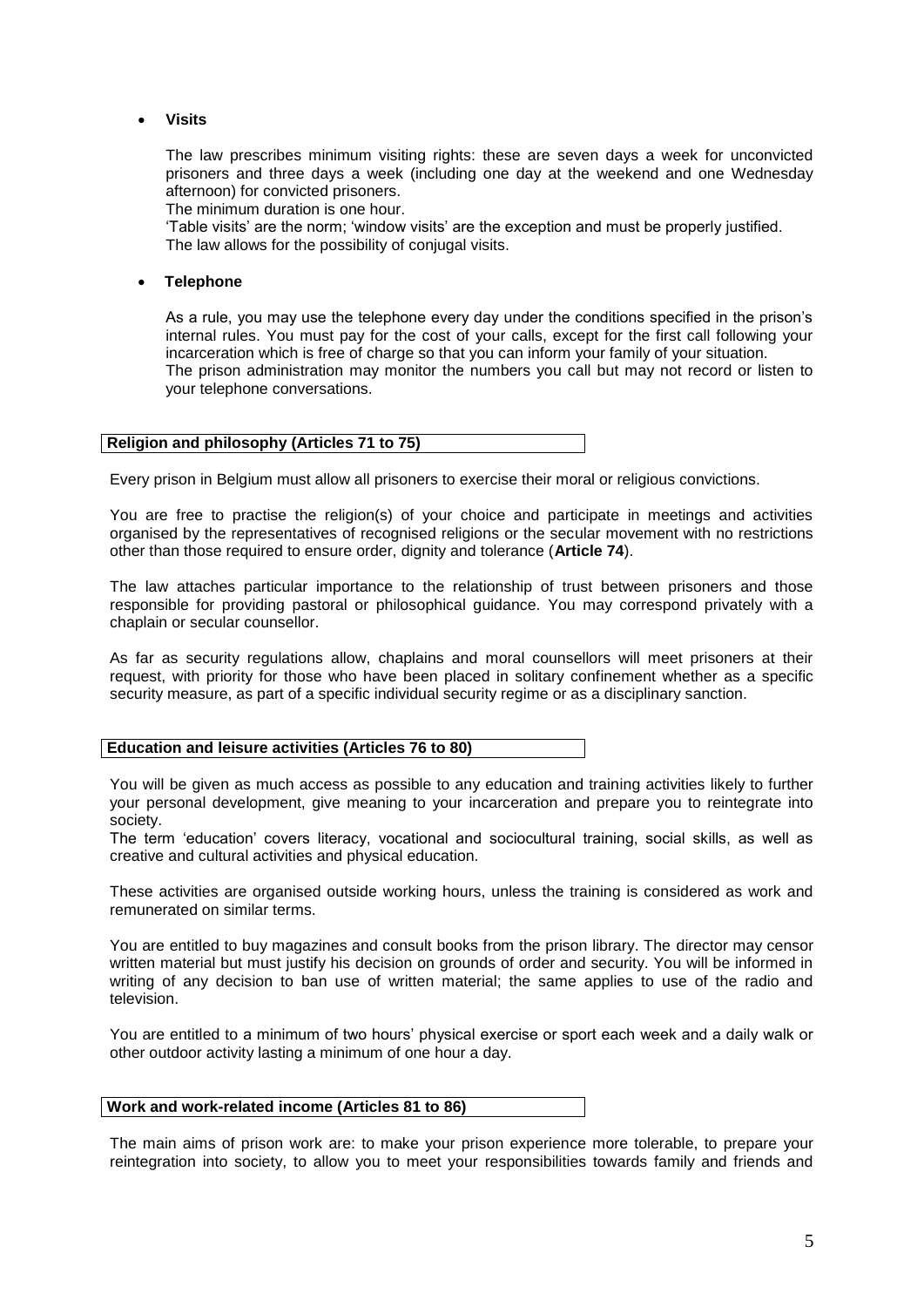- **Visits**

  The law prescribes minimum visiting rights: these are seven days a week for unconvicted prisoners and three days a week (including one day at the weekend and one Wednesday afternoon) for convicted prisoners.
  The minimum duration is one hour.
  'Table visits' are the norm; 'window visits' are the exception and must be properly justified.
  The law allows for the possibility of conjugal visits.

- **Telephone**

  As a rule, you may use the telephone every day under the conditions specified in the prison's internal rules. You must pay for the cost of your calls, except for the first call following your incarceration which is free of charge so that you can inform your family of your situation.
  The prison administration may monitor the numbers you call but may not record or listen to your telephone conversations.

## Religion and philosophy (Articles 71 to 75)

Every prison in Belgium must allow all prisoners to exercise their moral or religious convictions.

You are free to practise the religion(s) of your choice and participate in meetings and activities organised by the representatives of recognised religions or the secular movement with no restrictions other than those required to ensure order, dignity and tolerance (**Article 74**).

The law attaches particular importance to the relationship of trust between prisoners and those responsible for providing pastoral or philosophical guidance. You may correspond privately with a chaplain or secular counsellor.

As far as security regulations allow, chaplains and moral counsellors will meet prisoners at their request, with priority for those who have been placed in solitary confinement whether as a specific security measure, as part of a specific individual security regime or as a disciplinary sanction.

## Education and leisure activities (Articles 76 to 80)

You will be given as much access as possible to any education and training activities likely to further your personal development, give meaning to your incarceration and prepare you to reintegrate into society.
The term 'education' covers literacy, vocational and sociocultural training, social skills, as well as creative and cultural activities and physical education.

These activities are organised outside working hours, unless the training is considered as work and remunerated on similar terms.

You are entitled to buy magazines and consult books from the prison library. The director may censor written material but must justify his decision on grounds of order and security. You will be informed in writing of any decision to ban use of written material; the same applies to use of the radio and television.

You are entitled to a minimum of two hours' physical exercise or sport each week and a daily walk or other outdoor activity lasting a minimum of one hour a day.

## Work and work-related income (Articles 81 to 86)

The main aims of prison work are: to make your prison experience more tolerable, to prepare your reintegration into society, to allow you to meet your responsibilities towards family and friends and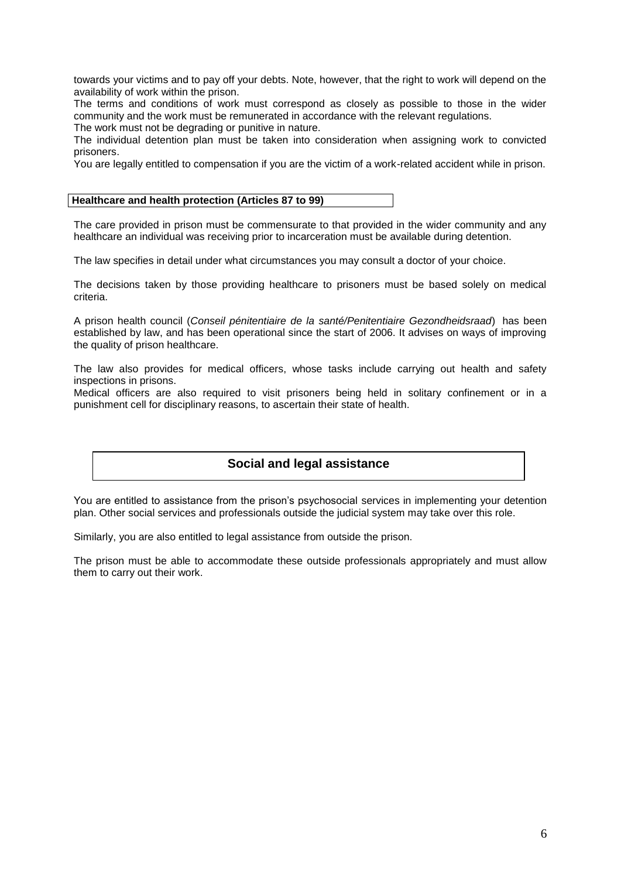towards your victims and to pay off your debts. Note, however, that the right to work will depend on the availability of work within the prison.

The terms and conditions of work must correspond as closely as possible to those in the wider community and the work must be remunerated in accordance with the relevant regulations.

The work must not be degrading or punitive in nature.

The individual detention plan must be taken into consideration when assigning work to convicted prisoners.

You are legally entitled to compensation if you are the victim of a work-related accident while in prison.

### Healthcare and health protection (Articles 87 to 99)

The care provided in prison must be commensurate to that provided in the wider community and any healthcare an individual was receiving prior to incarceration must be available during detention.

The law specifies in detail under what circumstances you may consult a doctor of your choice.

The decisions taken by those providing healthcare to prisoners must be based solely on medical criteria.

A prison health council (*Conseil pénitentiaire de la santé/Penitentiaire Gezondheidsraad*) has been established by law, and has been operational since the start of 2006. It advises on ways of improving the quality of prison healthcare.

The law also provides for medical officers, whose tasks include carrying out health and safety inspections in prisons.

Medical officers are also required to visit prisoners being held in solitary confinement or in a punishment cell for disciplinary reasons, to ascertain their state of health.

## Social and legal assistance

You are entitled to assistance from the prison's psychosocial services in implementing your detention plan. Other social services and professionals outside the judicial system may take over this role.

Similarly, you are also entitled to legal assistance from outside the prison.

The prison must be able to accommodate these outside professionals appropriately and must allow them to carry out their work.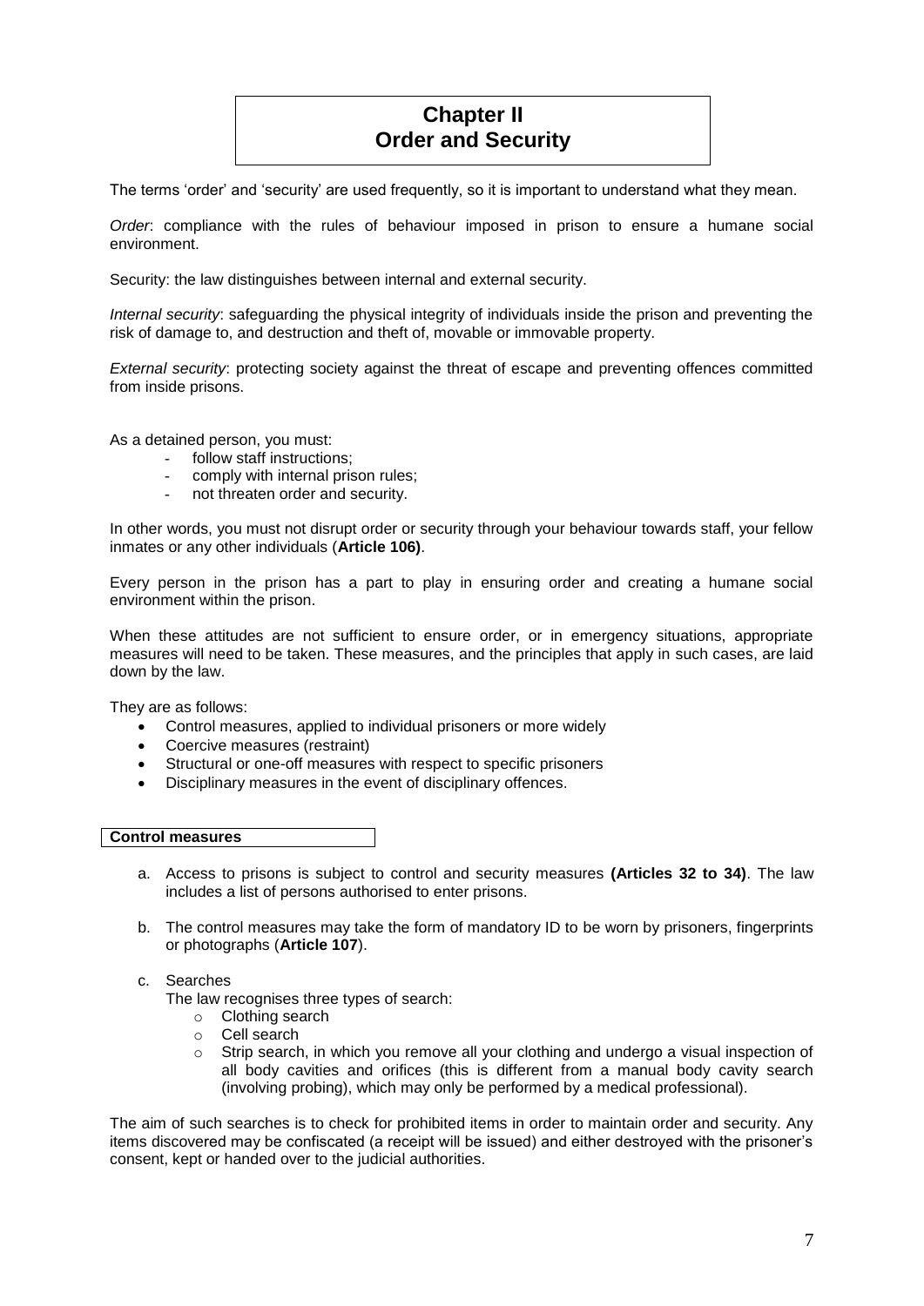# Chapter II
# Order and Security

The terms 'order' and 'security' are used frequently, so it is important to understand what they mean.

*Order*: compliance with the rules of behaviour imposed in prison to ensure a humane social environment.

Security: the law distinguishes between internal and external security.

*Internal security*: safeguarding the physical integrity of individuals inside the prison and preventing the risk of damage to, and destruction and theft of, movable or immovable property.

*External security*: protecting society against the threat of escape and preventing offences committed from inside prisons.

As a detained person, you must:

- follow staff instructions;
- comply with internal prison rules;
- not threaten order and security.

In other words, you must not disrupt order or security through your behaviour towards staff, your fellow inmates or any other individuals (**Article 106)**.

Every person in the prison has a part to play in ensuring order and creating a humane social environment within the prison.

When these attitudes are not sufficient to ensure order, or in emergency situations, appropriate measures will need to be taken. These measures, and the principles that apply in such cases, are laid down by the law.

They are as follows:

- Control measures, applied to individual prisoners or more widely
- Coercive measures (restraint)
- Structural or one-off measures with respect to specific prisoners
- Disciplinary measures in the event of disciplinary offences.

## Control measures

a. Access to prisons is subject to control and security measures **(Articles 32 to 34)**. The law includes a list of persons authorised to enter prisons.

b. The control measures may take the form of mandatory ID to be worn by prisoners, fingerprints or photographs (**Article 107**).

c. Searches

   The law recognises three types of search:

   - Clothing search
   - Cell search
   - Strip search, in which you remove all your clothing and undergo a visual inspection of all body cavities and orifices (this is different from a manual body cavity search (involving probing), which may only be performed by a medical professional).

The aim of such searches is to check for prohibited items in order to maintain order and security. Any items discovered may be confiscated (a receipt will be issued) and either destroyed with the prisoner's consent, kept or handed over to the judicial authorities.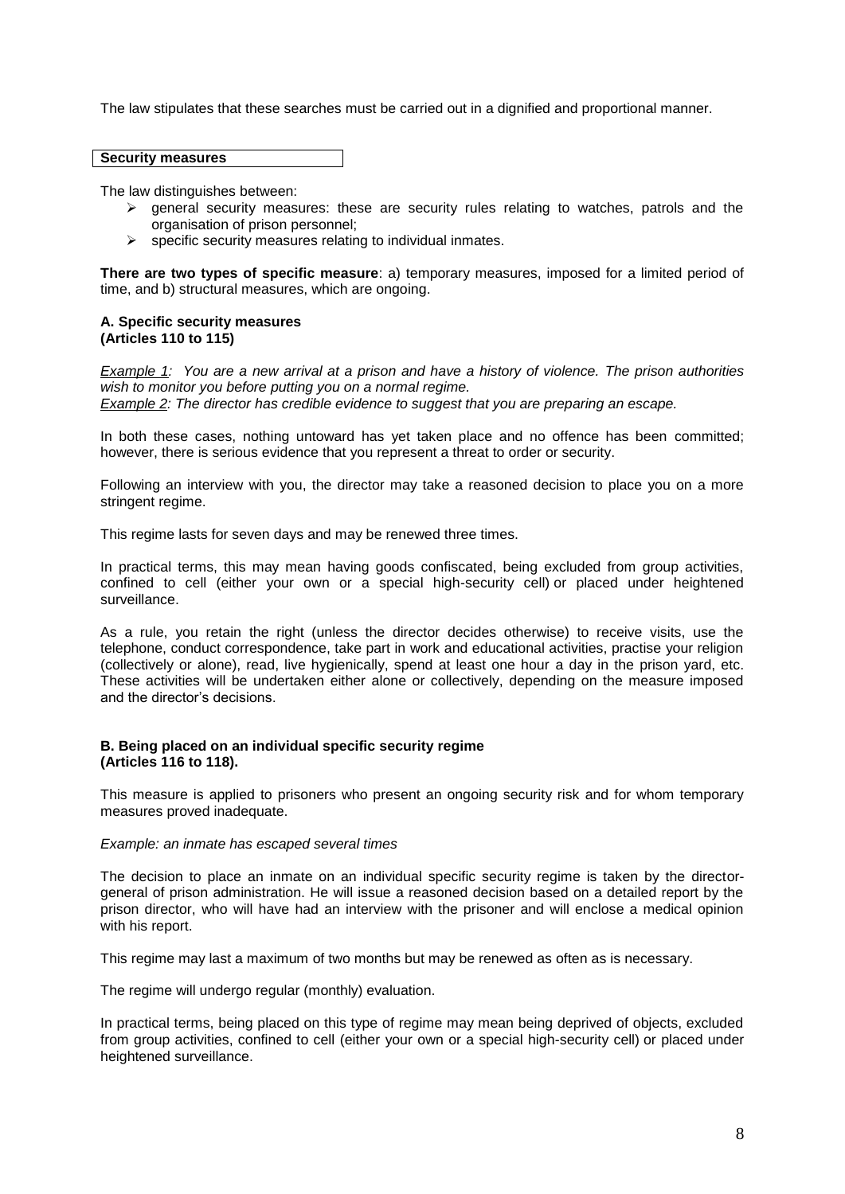The law stipulates that these searches must be carried out in a dignified and proportional manner.

## Security measures

The law distinguishes between:

- general security measures: these are security rules relating to watches, patrols and the organisation of prison personnel;
- specific security measures relating to individual inmates.

**There are two types of specific measure**: a) temporary measures, imposed for a limited period of time, and b) structural measures, which are ongoing.

### A. Specific security measures (Articles 110 to 115)

*Example 1: You are a new arrival at a prison and have a history of violence. The prison authorities wish to monitor you before putting you on a normal regime.*
*Example 2: The director has credible evidence to suggest that you are preparing an escape.*

In both these cases, nothing untoward has yet taken place and no offence has been committed; however, there is serious evidence that you represent a threat to order or security.

Following an interview with you, the director may take a reasoned decision to place you on a more stringent regime.

This regime lasts for seven days and may be renewed three times.

In practical terms, this may mean having goods confiscated, being excluded from group activities, confined to cell (either your own or a special high-security cell) or placed under heightened surveillance.

As a rule, you retain the right (unless the director decides otherwise) to receive visits, use the telephone, conduct correspondence, take part in work and educational activities, practise your religion (collectively or alone), read, live hygienically, spend at least one hour a day in the prison yard, etc. These activities will be undertaken either alone or collectively, depending on the measure imposed and the director's decisions.

### B. Being placed on an individual specific security regime (Articles 116 to 118).

This measure is applied to prisoners who present an ongoing security risk and for whom temporary measures proved inadequate.

*Example: an inmate has escaped several times*

The decision to place an inmate on an individual specific security regime is taken by the director-general of prison administration. He will issue a reasoned decision based on a detailed report by the prison director, who will have had an interview with the prisoner and will enclose a medical opinion with his report.

This regime may last a maximum of two months but may be renewed as often as is necessary.

The regime will undergo regular (monthly) evaluation.

In practical terms, being placed on this type of regime may mean being deprived of objects, excluded from group activities, confined to cell (either your own or a special high-security cell) or placed under heightened surveillance.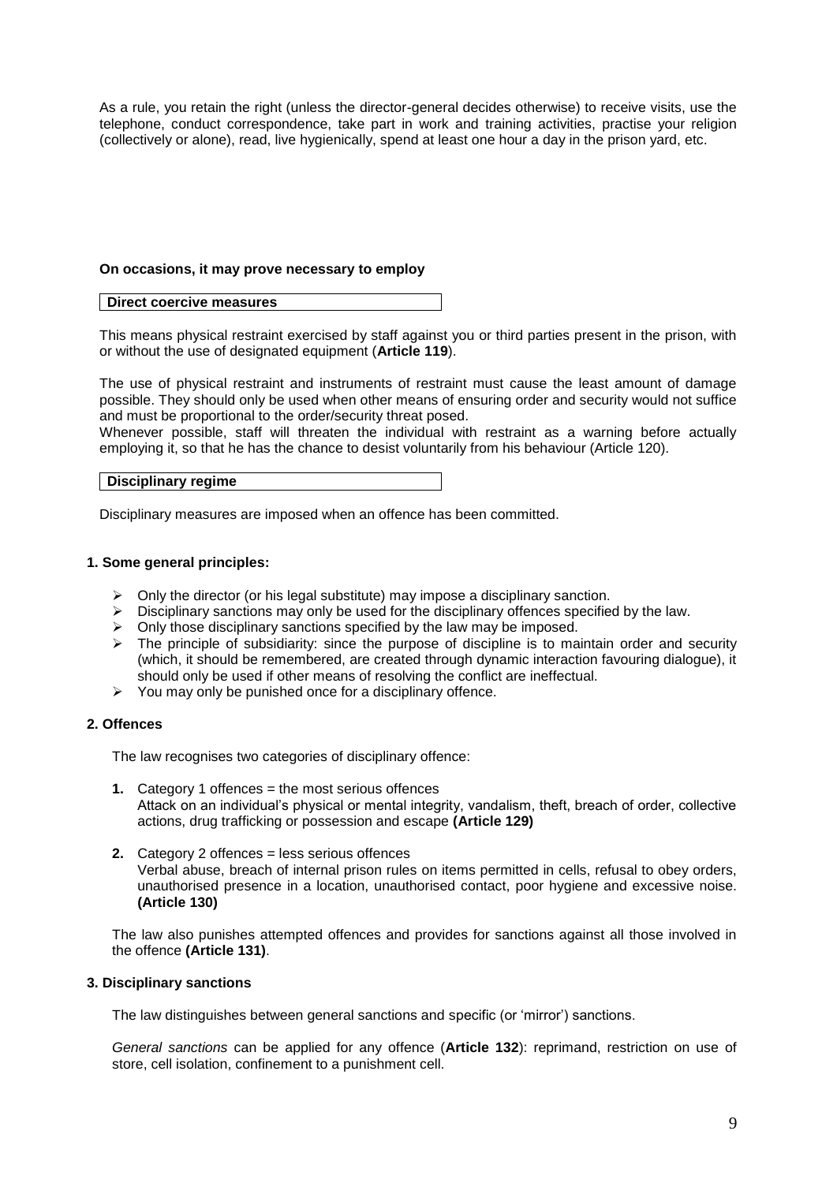As a rule, you retain the right (unless the director-general decides otherwise) to receive visits, use the telephone, conduct correspondence, take part in work and training activities, practise your religion (collectively or alone), read, live hygienically, spend at least one hour a day in the prison yard, etc.

**On occasions, it may prove necessary to employ**

**Direct coercive measures**

This means physical restraint exercised by staff against you or third parties present in the prison, with or without the use of designated equipment (**Article 119**).

The use of physical restraint and instruments of restraint must cause the least amount of damage possible. They should only be used when other means of ensuring order and security would not suffice and must be proportional to the order/security threat posed.

Whenever possible, staff will threaten the individual with restraint as a warning before actually employing it, so that he has the chance to desist voluntarily from his behaviour (Article 120).

**Disciplinary regime**

Disciplinary measures are imposed when an offence has been committed.

### 1. Some general principles:

- Only the director (or his legal substitute) may impose a disciplinary sanction.
- Disciplinary sanctions may only be used for the disciplinary offences specified by the law.
- Only those disciplinary sanctions specified by the law may be imposed.
- The principle of subsidiarity: since the purpose of discipline is to maintain order and security (which, it should be remembered, are created through dynamic interaction favouring dialogue), it should only be used if other means of resolving the conflict are ineffectual.
- You may only be punished once for a disciplinary offence.

### 2. Offences

The law recognises two categories of disciplinary offence:

1. Category 1 offences = the most serious offences
   Attack on an individual's physical or mental integrity, vandalism, theft, breach of order, collective actions, drug trafficking or possession and escape **(Article 129)**
2. Category 2 offences = less serious offences
   Verbal abuse, breach of internal prison rules on items permitted in cells, refusal to obey orders, unauthorised presence in a location, unauthorised contact, poor hygiene and excessive noise. **(Article 130)**

The law also punishes attempted offences and provides for sanctions against all those involved in the offence **(Article 131)**.

### 3. Disciplinary sanctions

The law distinguishes between general sanctions and specific (or 'mirror') sanctions.

*General sanctions* can be applied for any offence (**Article 132**): reprimand, restriction on use of store, cell isolation, confinement to a punishment cell.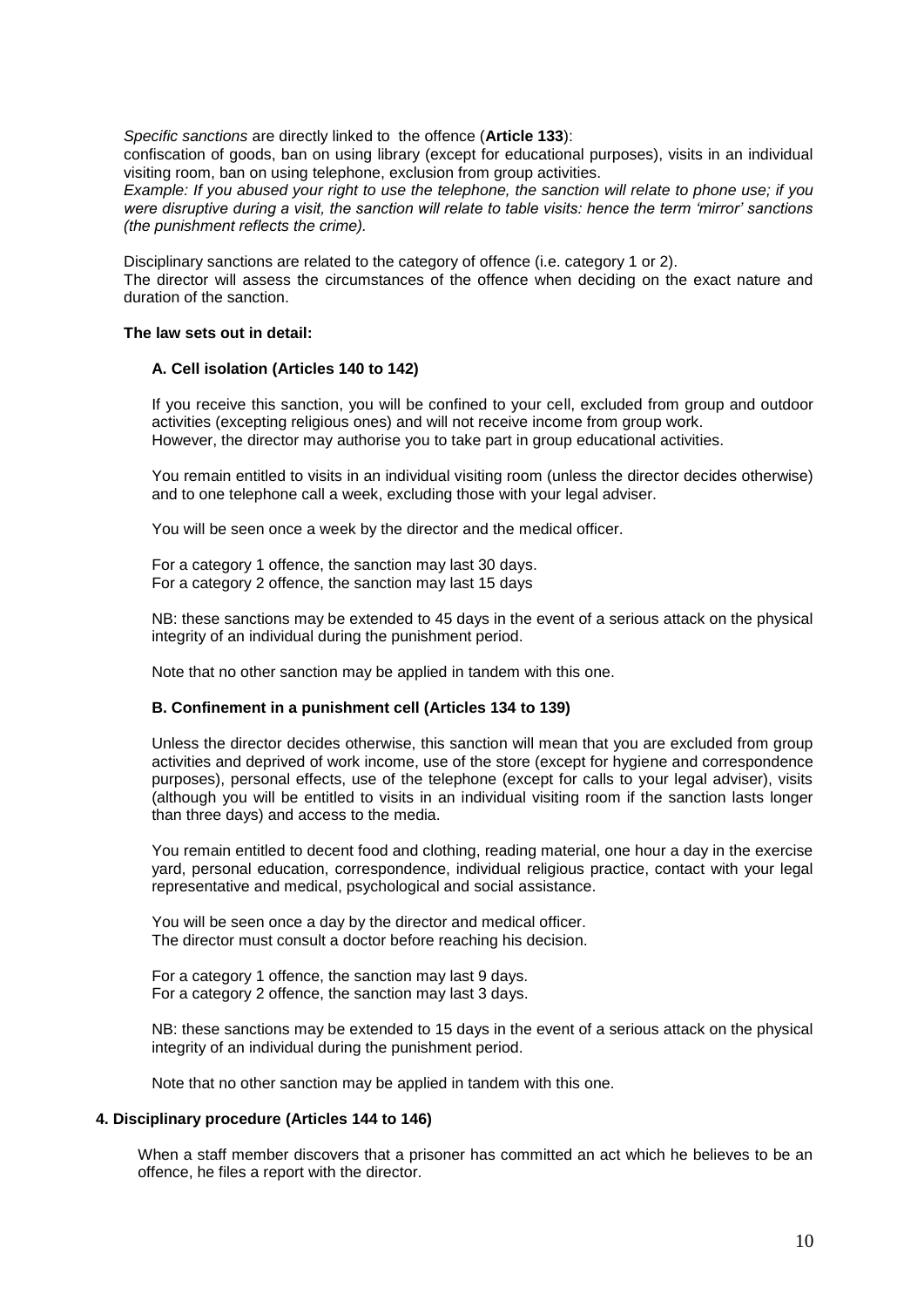*Specific sanctions* are directly linked to the offence (**Article 133**):

confiscation of goods, ban on using library (except for educational purposes), visits in an individual visiting room, ban on using telephone, exclusion from group activities.

*Example: If you abused your right to use the telephone, the sanction will relate to phone use; if you were disruptive during a visit, the sanction will relate to table visits: hence the term 'mirror' sanctions (the punishment reflects the crime).*

Disciplinary sanctions are related to the category of offence (i.e. category 1 or 2).

The director will assess the circumstances of the offence when deciding on the exact nature and duration of the sanction.

**The law sets out in detail:**

**A. Cell isolation (Articles 140 to 142)**

If you receive this sanction, you will be confined to your cell, excluded from group and outdoor activities (excepting religious ones) and will not receive income from group work.

However, the director may authorise you to take part in group educational activities.

You remain entitled to visits in an individual visiting room (unless the director decides otherwise) and to one telephone call a week, excluding those with your legal adviser.

You will be seen once a week by the director and the medical officer.

For a category 1 offence, the sanction may last 30 days.

For a category 2 offence, the sanction may last 15 days

NB: these sanctions may be extended to 45 days in the event of a serious attack on the physical integrity of an individual during the punishment period.

Note that no other sanction may be applied in tandem with this one.

**B. Confinement in a punishment cell (Articles 134 to 139)**

Unless the director decides otherwise, this sanction will mean that you are excluded from group activities and deprived of work income, use of the store (except for hygiene and correspondence purposes), personal effects, use of the telephone (except for calls to your legal adviser), visits (although you will be entitled to visits in an individual visiting room if the sanction lasts longer than three days) and access to the media.

You remain entitled to decent food and clothing, reading material, one hour a day in the exercise yard, personal education, correspondence, individual religious practice, contact with your legal representative and medical, psychological and social assistance.

You will be seen once a day by the director and medical officer.

The director must consult a doctor before reaching his decision.

For a category 1 offence, the sanction may last 9 days.

For a category 2 offence, the sanction may last 3 days.

NB: these sanctions may be extended to 15 days in the event of a serious attack on the physical integrity of an individual during the punishment period.

Note that no other sanction may be applied in tandem with this one.

**4. Disciplinary procedure (Articles 144 to 146)**

When a staff member discovers that a prisoner has committed an act which he believes to be an offence, he files a report with the director.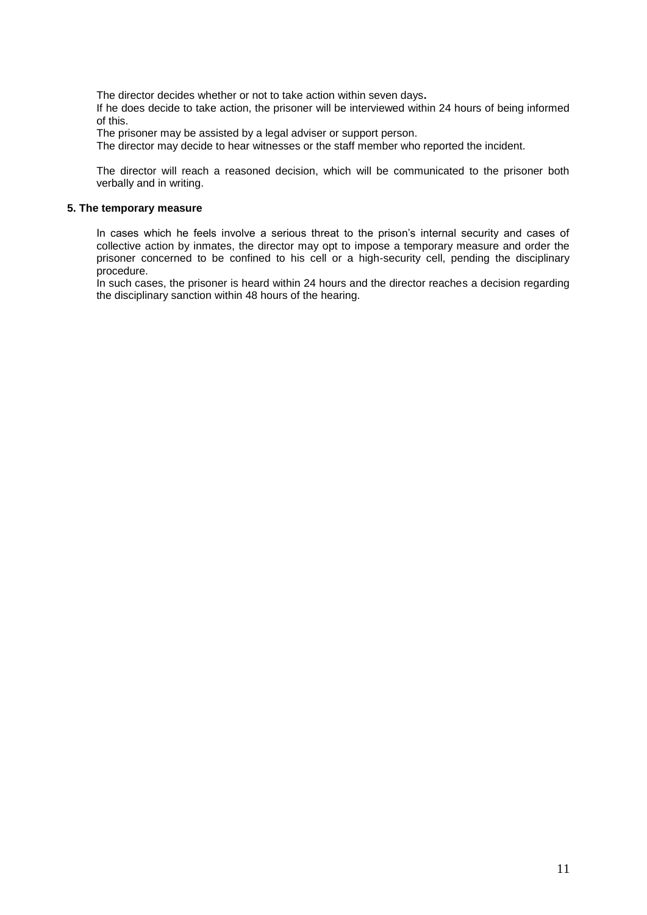The director decides whether or not to take action within seven days**.**

If he does decide to take action, the prisoner will be interviewed within 24 hours of being informed of this.

The prisoner may be assisted by a legal adviser or support person.

The director may decide to hear witnesses or the staff member who reported the incident.

The director will reach a reasoned decision, which will be communicated to the prisoner both verbally and in writing.

### 5. The temporary measure

In cases which he feels involve a serious threat to the prison's internal security and cases of collective action by inmates, the director may opt to impose a temporary measure and order the prisoner concerned to be confined to his cell or a high-security cell, pending the disciplinary procedure.

In such cases, the prisoner is heard within 24 hours and the director reaches a decision regarding the disciplinary sanction within 48 hours of the hearing.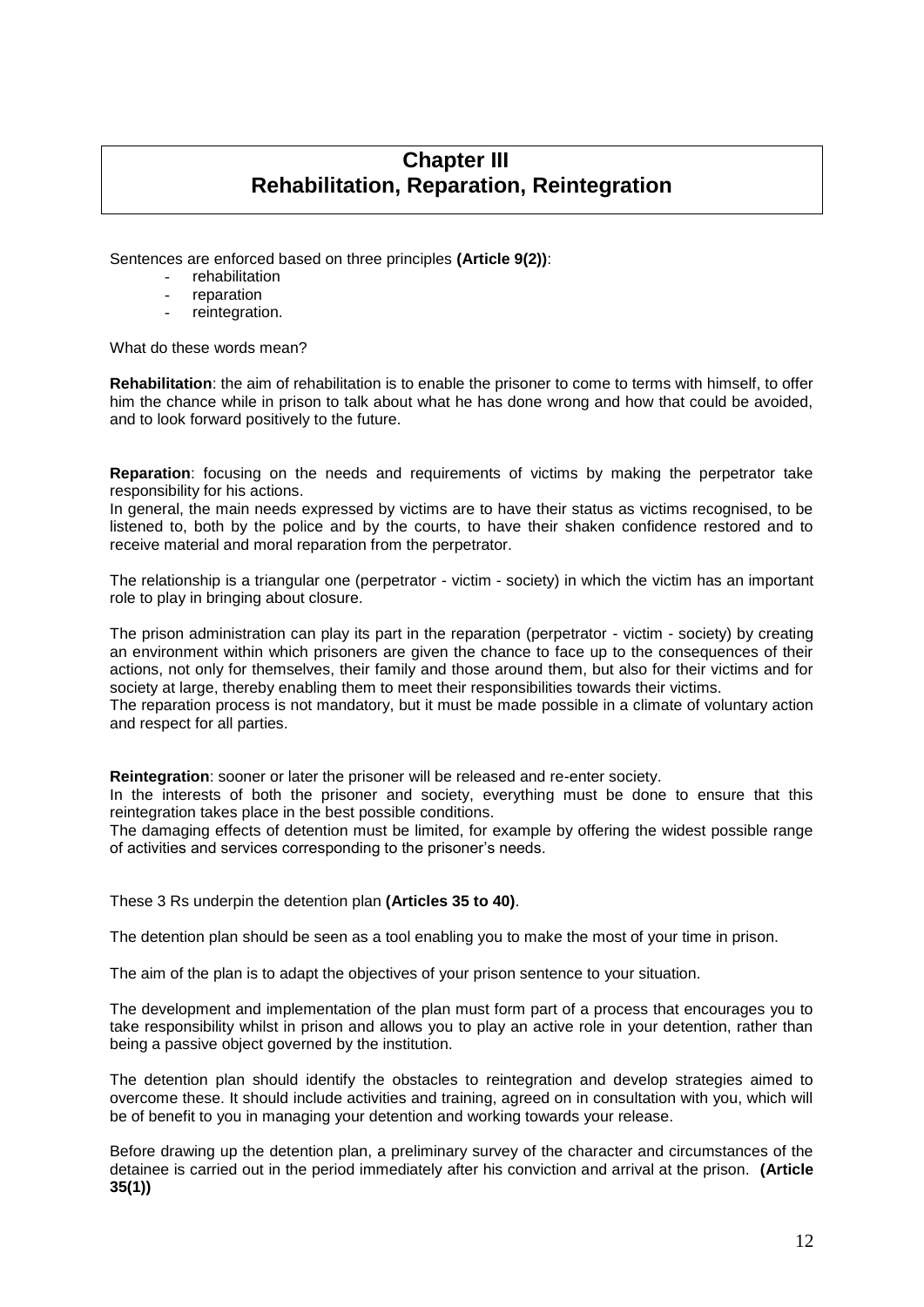# Chapter III
# Rehabilitation, Reparation, Reintegration

Sentences are enforced based on three principles **(Article 9(2))**:

- rehabilitation
- reparation
- reintegration.

What do these words mean?

**Rehabilitation**: the aim of rehabilitation is to enable the prisoner to come to terms with himself, to offer him the chance while in prison to talk about what he has done wrong and how that could be avoided, and to look forward positively to the future.

**Reparation**: focusing on the needs and requirements of victims by making the perpetrator take responsibility for his actions.
In general, the main needs expressed by victims are to have their status as victims recognised, to be listened to, both by the police and by the courts, to have their shaken confidence restored and to receive material and moral reparation from the perpetrator.

The relationship is a triangular one (perpetrator - victim - society) in which the victim has an important role to play in bringing about closure.

The prison administration can play its part in the reparation (perpetrator - victim - society) by creating an environment within which prisoners are given the chance to face up to the consequences of their actions, not only for themselves, their family and those around them, but also for their victims and for society at large, thereby enabling them to meet their responsibilities towards their victims.
The reparation process is not mandatory, but it must be made possible in a climate of voluntary action and respect for all parties.

**Reintegration**: sooner or later the prisoner will be released and re-enter society.
In the interests of both the prisoner and society, everything must be done to ensure that this reintegration takes place in the best possible conditions.
The damaging effects of detention must be limited, for example by offering the widest possible range of activities and services corresponding to the prisoner's needs.

These 3 Rs underpin the detention plan **(Articles 35 to 40)**.

The detention plan should be seen as a tool enabling you to make the most of your time in prison.

The aim of the plan is to adapt the objectives of your prison sentence to your situation.

The development and implementation of the plan must form part of a process that encourages you to take responsibility whilst in prison and allows you to play an active role in your detention, rather than being a passive object governed by the institution.

The detention plan should identify the obstacles to reintegration and develop strategies aimed to overcome these. It should include activities and training, agreed on in consultation with you, which will be of benefit to you in managing your detention and working towards your release.

Before drawing up the detention plan, a preliminary survey of the character and circumstances of the detainee is carried out in the period immediately after his conviction and arrival at the prison. **(Article 35(1))**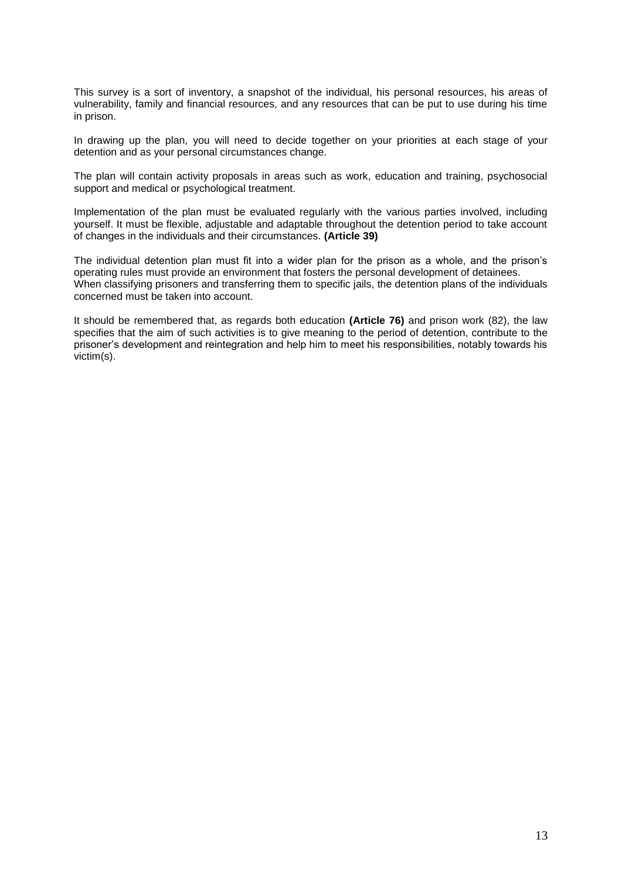This survey is a sort of inventory, a snapshot of the individual, his personal resources, his areas of vulnerability, family and financial resources, and any resources that can be put to use during his time in prison.

In drawing up the plan, you will need to decide together on your priorities at each stage of your detention and as your personal circumstances change.

The plan will contain activity proposals in areas such as work, education and training, psychosocial support and medical or psychological treatment.

Implementation of the plan must be evaluated regularly with the various parties involved, including yourself. It must be flexible, adjustable and adaptable throughout the detention period to take account of changes in the individuals and their circumstances. **(Article 39)**

The individual detention plan must fit into a wider plan for the prison as a whole, and the prison's operating rules must provide an environment that fosters the personal development of detainees.
When classifying prisoners and transferring them to specific jails, the detention plans of the individuals concerned must be taken into account.

It should be remembered that, as regards both education **(Article 76)** and prison work (82), the law specifies that the aim of such activities is to give meaning to the period of detention, contribute to the prisoner's development and reintegration and help him to meet his responsibilities, notably towards his victim(s).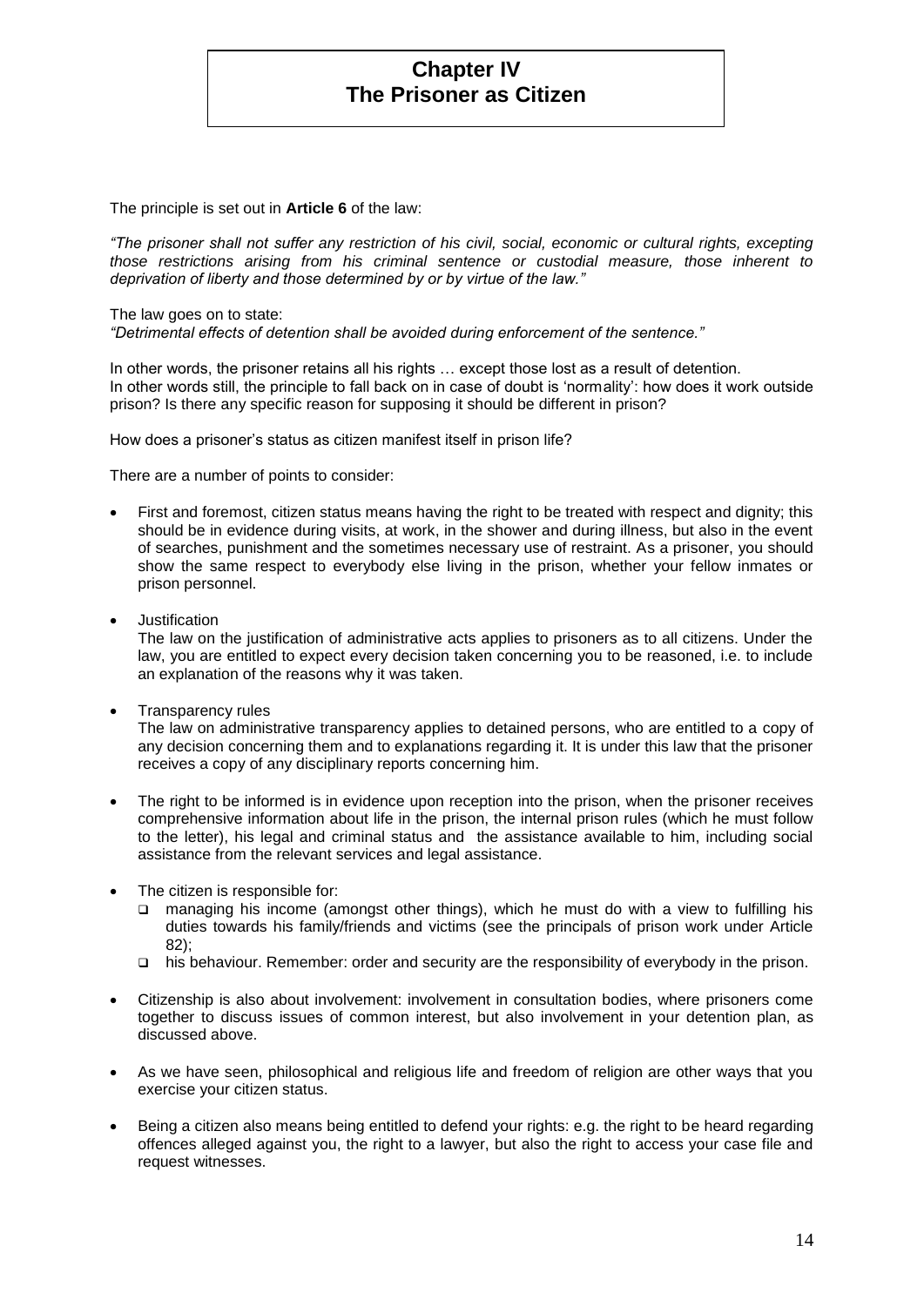# Chapter IV
# The Prisoner as Citizen

The principle is set out in **Article 6** of the law:

*"The prisoner shall not suffer any restriction of his civil, social, economic or cultural rights, excepting those restrictions arising from his criminal sentence or custodial measure, those inherent to deprivation of liberty and those determined by or by virtue of the law."*

The law goes on to state:
*"Detrimental effects of detention shall be avoided during enforcement of the sentence."*

In other words, the prisoner retains all his rights … except those lost as a result of detention.
In other words still, the principle to fall back on in case of doubt is 'normality': how does it work outside prison? Is there any specific reason for supposing it should be different in prison?

How does a prisoner's status as citizen manifest itself in prison life?

There are a number of points to consider:

- First and foremost, citizen status means having the right to be treated with respect and dignity; this should be in evidence during visits, at work, in the shower and during illness, but also in the event of searches, punishment and the sometimes necessary use of restraint. As a prisoner, you should show the same respect to everybody else living in the prison, whether your fellow inmates or prison personnel.

- Justification
  The law on the justification of administrative acts applies to prisoners as to all citizens. Under the law, you are entitled to expect every decision taken concerning you to be reasoned, i.e. to include an explanation of the reasons why it was taken.

- Transparency rules
  The law on administrative transparency applies to detained persons, who are entitled to a copy of any decision concerning them and to explanations regarding it. It is under this law that the prisoner receives a copy of any disciplinary reports concerning him.

- The right to be informed is in evidence upon reception into the prison, when the prisoner receives comprehensive information about life in the prison, the internal prison rules (which he must follow to the letter), his legal and criminal status and the assistance available to him, including social assistance from the relevant services and legal assistance.

- The citizen is responsible for:
  - managing his income (amongst other things), which he must do with a view to fulfilling his duties towards his family/friends and victims (see the principals of prison work under Article 82);
  - his behaviour. Remember: order and security are the responsibility of everybody in the prison.

- Citizenship is also about involvement: involvement in consultation bodies, where prisoners come together to discuss issues of common interest, but also involvement in your detention plan, as discussed above.

- As we have seen, philosophical and religious life and freedom of religion are other ways that you exercise your citizen status.

- Being a citizen also means being entitled to defend your rights: e.g. the right to be heard regarding offences alleged against you, the right to a lawyer, but also the right to access your case file and request witnesses.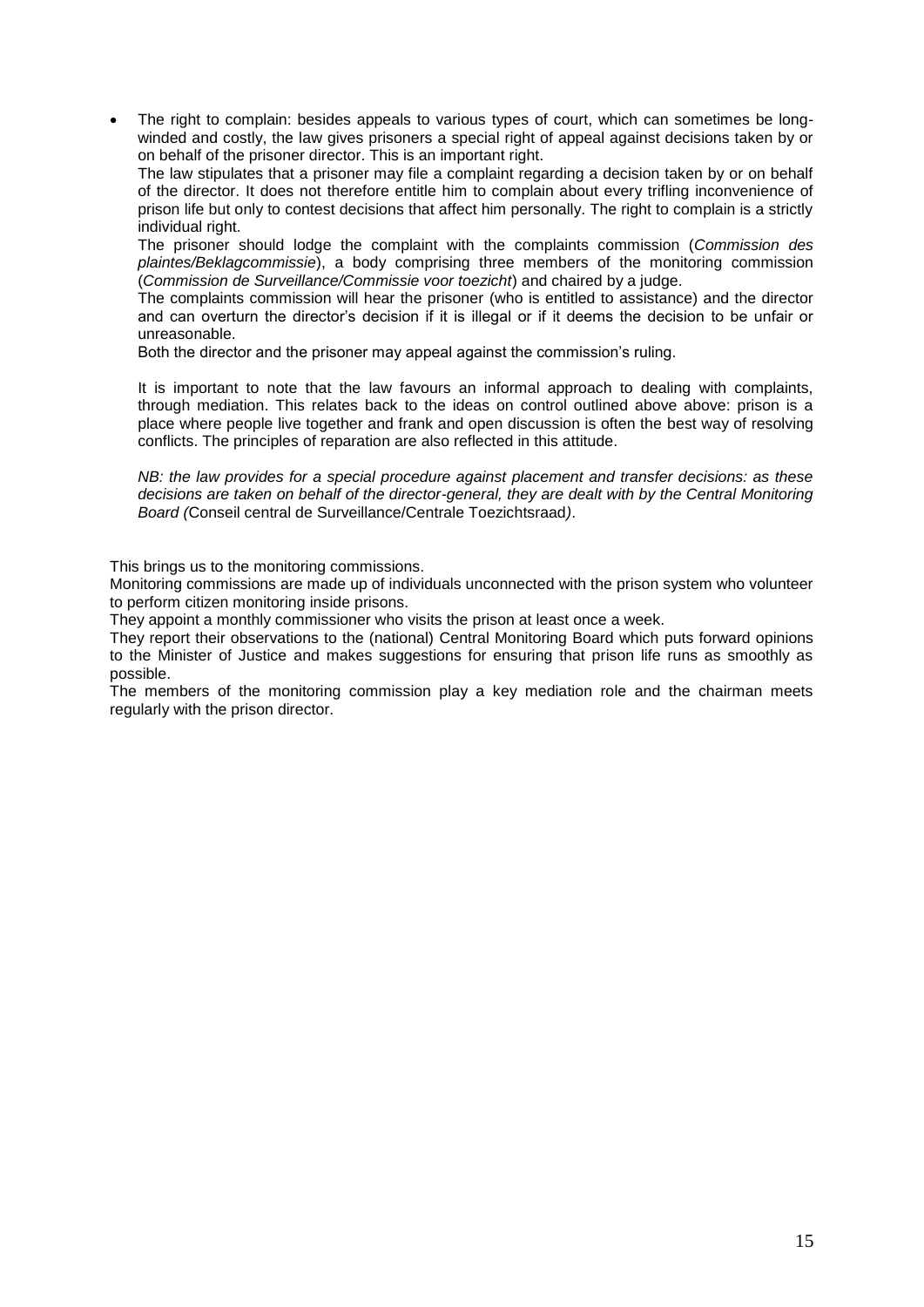- The right to complain: besides appeals to various types of court, which can sometimes be long-winded and costly, the law gives prisoners a special right of appeal against decisions taken by or on behalf of the prisoner director. This is an important right.

  The law stipulates that a prisoner may file a complaint regarding a decision taken by or on behalf of the director. It does not therefore entitle him to complain about every trifling inconvenience of prison life but only to contest decisions that affect him personally. The right to complain is a strictly individual right.

  The prisoner should lodge the complaint with the complaints commission (*Commission des plaintes/Beklagcommissie*), a body comprising three members of the monitoring commission (*Commission de Surveillance/Commissie voor toezicht*) and chaired by a judge.

  The complaints commission will hear the prisoner (who is entitled to assistance) and the director and can overturn the director's decision if it is illegal or if it deems the decision to be unfair or unreasonable.

  Both the director and the prisoner may appeal against the commission's ruling.

  It is important to note that the law favours an informal approach to dealing with complaints, through mediation. This relates back to the ideas on control outlined above above: prison is a place where people live together and frank and open discussion is often the best way of resolving conflicts. The principles of reparation are also reflected in this attitude.

  *NB: the law provides for a special procedure against placement and transfer decisions: as these decisions are taken on behalf of the director-general, they are dealt with by the Central Monitoring Board (*Conseil central de Surveillance/Centrale Toezichtsraad*).*

This brings us to the monitoring commissions.

Monitoring commissions are made up of individuals unconnected with the prison system who volunteer to perform citizen monitoring inside prisons.

They appoint a monthly commissioner who visits the prison at least once a week.

They report their observations to the (national) Central Monitoring Board which puts forward opinions to the Minister of Justice and makes suggestions for ensuring that prison life runs as smoothly as possible.

The members of the monitoring commission play a key mediation role and the chairman meets regularly with the prison director.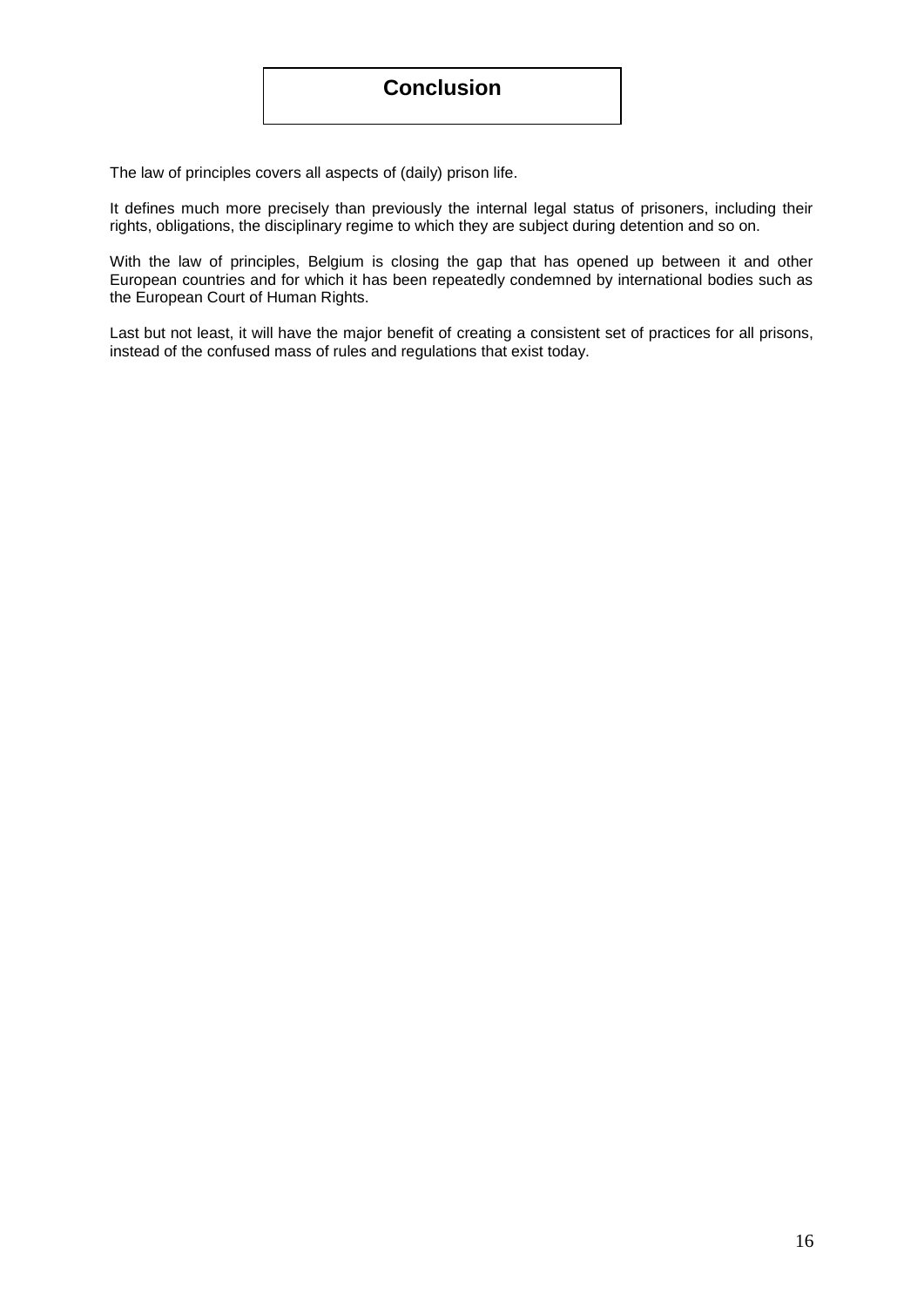# Conclusion

The law of principles covers all aspects of (daily) prison life.

It defines much more precisely than previously the internal legal status of prisoners, including their rights, obligations, the disciplinary regime to which they are subject during detention and so on.

With the law of principles, Belgium is closing the gap that has opened up between it and other European countries and for which it has been repeatedly condemned by international bodies such as the European Court of Human Rights.

Last but not least, it will have the major benefit of creating a consistent set of practices for all prisons, instead of the confused mass of rules and regulations that exist today.